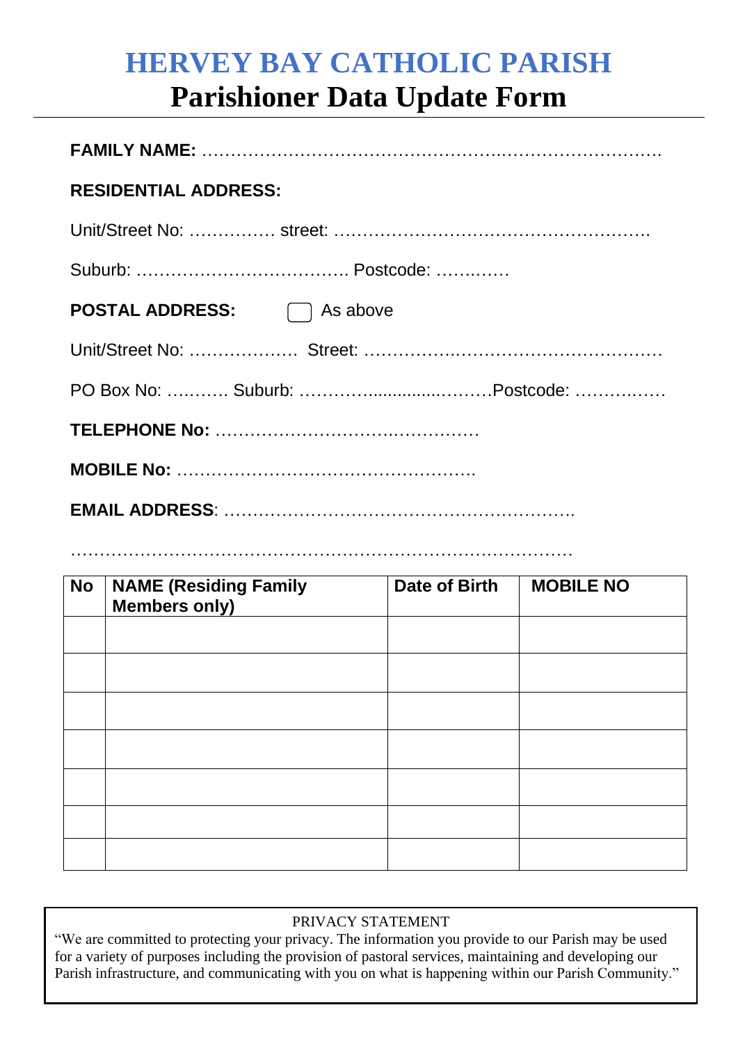# HERVEY BAY CATHOLIC PARISH

## Parishioner Data Update Form

**FAMILY NAME:** ……………………………………………..……………………….

**RESIDENTIAL ADDRESS:**

Unit/Street No: …………… street: ……………………………………………….

Suburb: ………………………………. Postcode: ……..……

**POSTAL ADDRESS:** ☐ As above

Unit/Street No: ……………… Street: ……………..……………………………

PO Box No: ………. Suburb: ………..............………Postcode: ……….……

**TELEPHONE No:** ……………………….……………

**MOBILE No:** …………………………………………….

**EMAIL ADDRESS**: …………………………………………………….

…………………………………………………………….……………

| No | NAME (Residing Family Members only) | Date of Birth | MOBILE NO |
|---|---|---|---|
| | | | |
| | | | |
| | | | |
| | | | |
| | | | |
| | | | |
| | | | |

PRIVACY STATEMENT

"We are committed to protecting your privacy. The information you provide to our Parish may be used for a variety of purposes including the provision of pastoral services, maintaining and developing our Parish infrastructure, and communicating with you on what is happening within our Parish Community."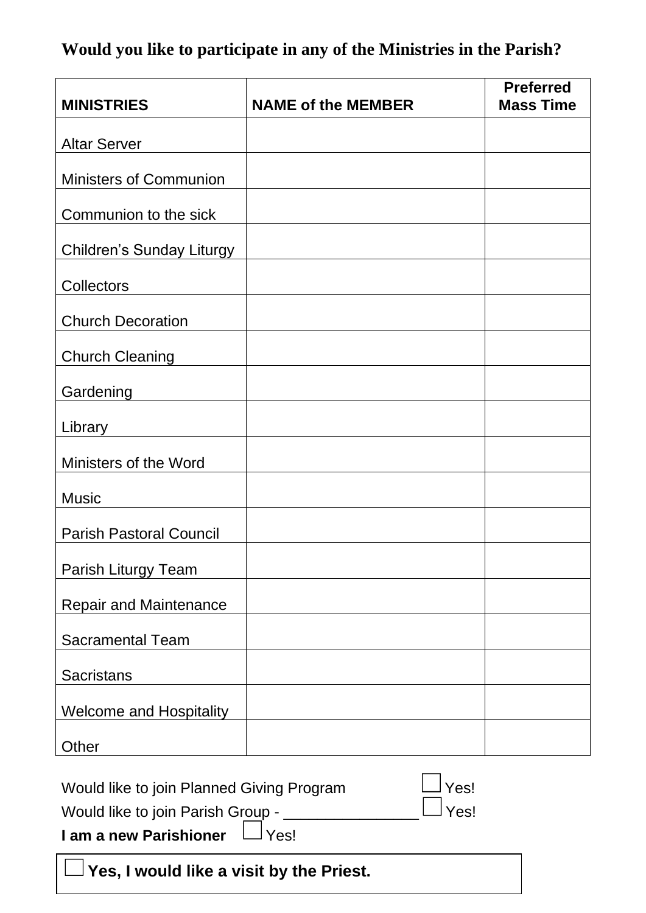**Would you like to participate in any of the Ministries in the Parish?**

| **MINISTRIES** | **NAME of the MEMBER** | **Preferred Mass Time** |
|---|---|---|
| Altar Server | | |
| Ministers of Communion | | |
| Communion to the sick | | |
| Children's Sunday Liturgy | | |
| Collectors | | |
| Church Decoration | | |
| Church Cleaning | | |
| Gardening | | |
| Library | | |
| Ministers of the Word | | |
| Music | | |
| Parish Pastoral Council | | |
| Parish Liturgy Team | | |
| Repair and Maintenance | | |
| Sacramental Team | | |
| Sacristans | | |
| Welcome and Hospitality | | |
| Other | | |

Would like to join Planned Giving Program ☐ Yes!

Would like to join Parish Group - ________________ ☐ Yes!

**I am a new Parishioner** ☐ Yes!

☐ **Yes, I would like a visit by the Priest.**